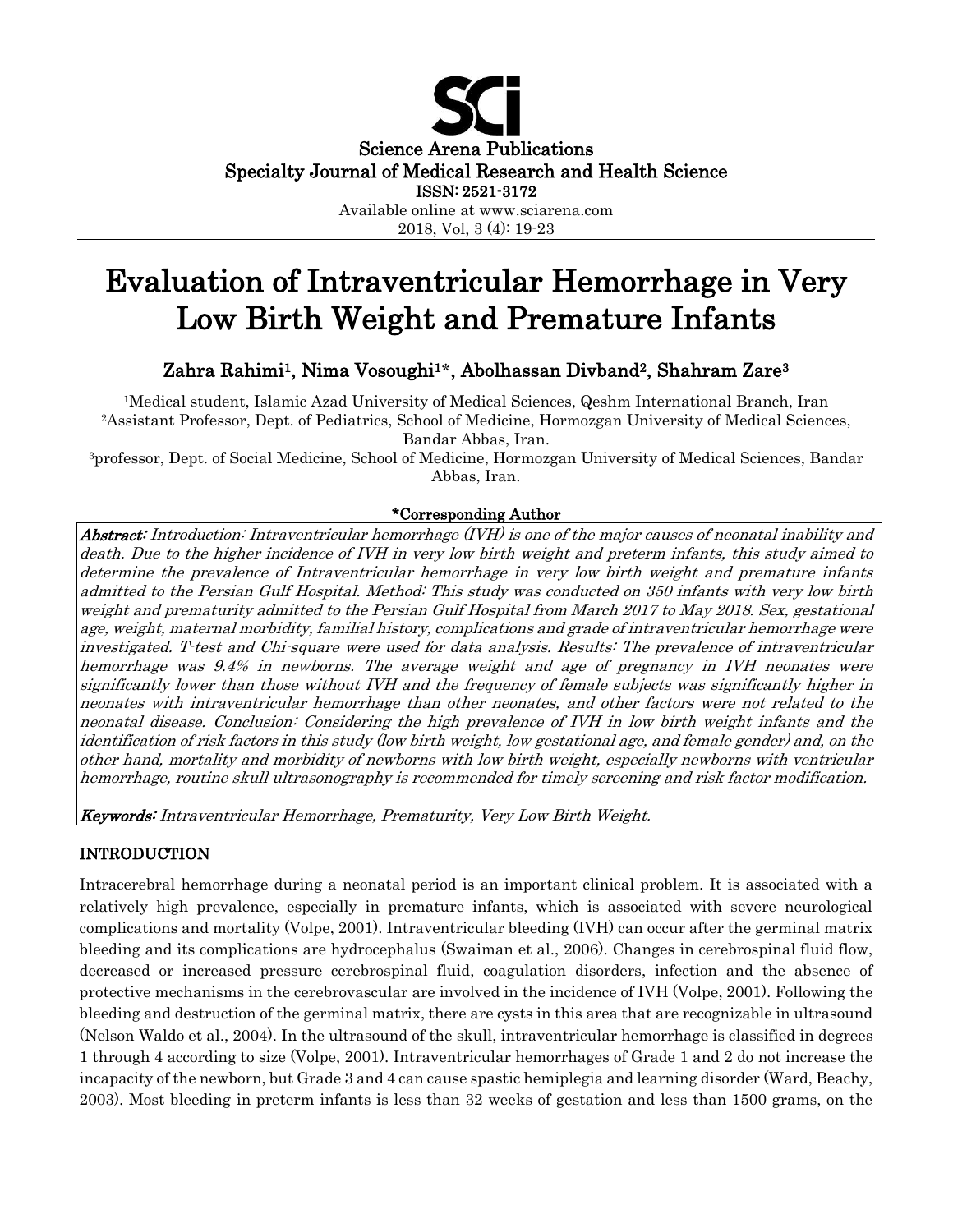Science Arena Publications
Specialty Journal of Medical Research and Health Science
ISSN: 2521-3172
Available online at www.sciarena.com
2018, Vol, 3 (4): 19-23

# Evaluation of Intraventricular Hemorrhage in Very Low Birth Weight and Premature Infants

**Zahra Rahimi[1], Nima Vosoughi[1]*, Abolhassan Divband[2], Shahram Zare[3]**

[1]Medical student, Islamic Azad University of Medical Sciences, Qeshm International Branch, Iran
[2]Assistant Professor, Dept. of Pediatrics, School of Medicine, Hormozgan University of Medical Sciences, Bandar Abbas, Iran.
[3]professor, Dept. of Social Medicine, School of Medicine, Hormozgan University of Medical Sciences, Bandar Abbas, Iran.

**\*Corresponding Author**

***Abstract:*** *Introduction: Intraventricular hemorrhage (IVH) is one of the major causes of neonatal inability and death. Due to the higher incidence of IVH in very low birth weight and preterm infants, this study aimed to determine the prevalence of Intraventricular hemorrhage in very low birth weight and premature infants admitted to the Persian Gulf Hospital. Method: This study was conducted on 350 infants with very low birth weight and prematurity admitted to the Persian Gulf Hospital from March 2017 to May 2018. Sex, gestational age, weight, maternal morbidity, familial history, complications and grade of intraventricular hemorrhage were investigated. T-test and Chi-square were used for data analysis. Results: The prevalence of intraventricular hemorrhage was 9.4% in newborns. The average weight and age of pregnancy in IVH neonates were significantly lower than those without IVH and the frequency of female subjects was significantly higher in neonates with intraventricular hemorrhage than other neonates, and other factors were not related to the neonatal disease. Conclusion: Considering the high prevalence of IVH in low birth weight infants and the identification of risk factors in this study (low birth weight, low gestational age, and female gender) and, on the other hand, mortality and morbidity of newborns with low birth weight, especially newborns with ventricular hemorrhage, routine skull ultrasonography is recommended for timely screening and risk factor modification.*

***Keywords:*** *Intraventricular Hemorrhage, Prematurity, Very Low Birth Weight.*

## INTRODUCTION

Intracerebral hemorrhage during a neonatal period is an important clinical problem. It is associated with a relatively high prevalence, especially in premature infants, which is associated with severe neurological complications and mortality (Volpe, 2001). Intraventricular bleeding (IVH) can occur after the germinal matrix bleeding and its complications are hydrocephalus (Swaiman et al., 2006). Changes in cerebrospinal fluid flow, decreased or increased pressure cerebrospinal fluid, coagulation disorders, infection and the absence of protective mechanisms in the cerebrovascular are involved in the incidence of IVH (Volpe, 2001). Following the bleeding and destruction of the germinal matrix, there are cysts in this area that are recognizable in ultrasound (Nelson Waldo et al., 2004). In the ultrasound of the skull, intraventricular hemorrhage is classified in degrees 1 through 4 according to size (Volpe, 2001). Intraventricular hemorrhages of Grade 1 and 2 do not increase the incapacity of the newborn, but Grade 3 and 4 can cause spastic hemiplegia and learning disorder (Ward, Beachy, 2003). Most bleeding in preterm infants is less than 32 weeks of gestation and less than 1500 grams, on the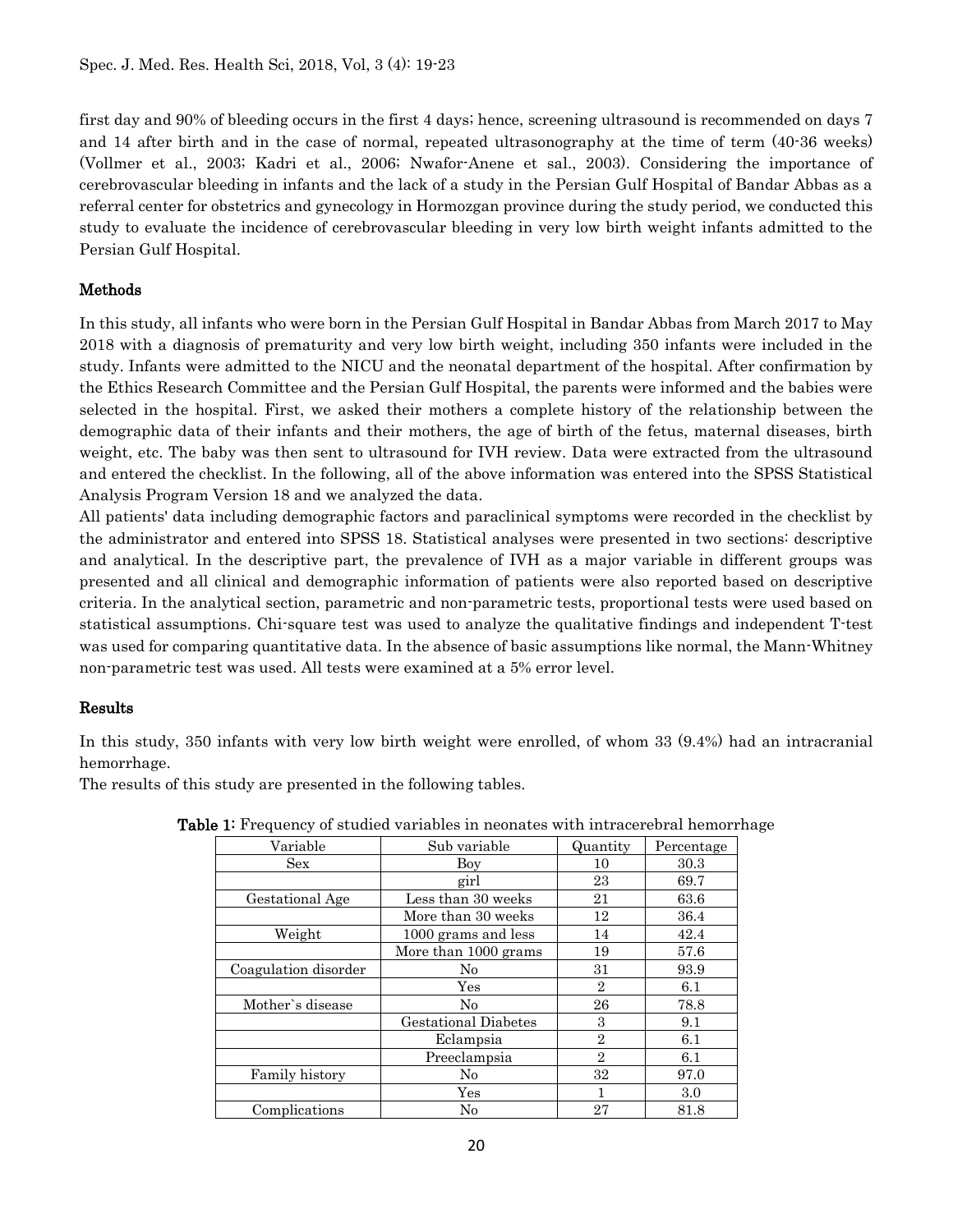first day and 90% of bleeding occurs in the first 4 days; hence, screening ultrasound is recommended on days 7 and 14 after birth and in the case of normal, repeated ultrasonography at the time of term (40-36 weeks) (Vollmer et al., 2003; Kadri et al., 2006; Nwafor-Anene et sal., 2003). Considering the importance of cerebrovascular bleeding in infants and the lack of a study in the Persian Gulf Hospital of Bandar Abbas as a referral center for obstetrics and gynecology in Hormozgan province during the study period, we conducted this study to evaluate the incidence of cerebrovascular bleeding in very low birth weight infants admitted to the Persian Gulf Hospital.

## Methods

In this study, all infants who were born in the Persian Gulf Hospital in Bandar Abbas from March 2017 to May 2018 with a diagnosis of prematurity and very low birth weight, including 350 infants were included in the study. Infants were admitted to the NICU and the neonatal department of the hospital. After confirmation by the Ethics Research Committee and the Persian Gulf Hospital, the parents were informed and the babies were selected in the hospital. First, we asked their mothers a complete history of the relationship between the demographic data of their infants and their mothers, the age of birth of the fetus, maternal diseases, birth weight, etc. The baby was then sent to ultrasound for IVH review. Data were extracted from the ultrasound and entered the checklist. In the following, all of the above information was entered into the SPSS Statistical Analysis Program Version 18 and we analyzed the data.

All patients' data including demographic factors and paraclinical symptoms were recorded in the checklist by the administrator and entered into SPSS 18. Statistical analyses were presented in two sections: descriptive and analytical. In the descriptive part, the prevalence of IVH as a major variable in different groups was presented and all clinical and demographic information of patients were also reported based on descriptive criteria. In the analytical section, parametric and non-parametric tests, proportional tests were used based on statistical assumptions. Chi-square test was used to analyze the qualitative findings and independent T-test was used for comparing quantitative data. In the absence of basic assumptions like normal, the Mann-Whitney non-parametric test was used. All tests were examined at a 5% error level.

## Results

In this study, 350 infants with very low birth weight were enrolled, of whom 33 (9.4%) had an intracranial hemorrhage.

The results of this study are presented in the following tables.

**Table 1:** Frequency of studied variables in neonates with intracerebral hemorrhage

| Variable | Sub variable | Quantity | Percentage |
|---|---|---|---|
| Sex | Boy | 10 | 30.3 |
| | girl | 23 | 69.7 |
| Gestational Age | Less than 30 weeks | 21 | 63.6 |
| | More than 30 weeks | 12 | 36.4 |
| Weight | 1000 grams and less | 14 | 42.4 |
| | More than 1000 grams | 19 | 57.6 |
| Coagulation disorder | No | 31 | 93.9 |
| | Yes | 2 | 6.1 |
| Mother`s disease | No | 26 | 78.8 |
| | Gestational Diabetes | 3 | 9.1 |
| | Eclampsia | 2 | 6.1 |
| | Preeclampsia | 2 | 6.1 |
| Family history | No | 32 | 97.0 |
| | Yes | 1 | 3.0 |
| Complications | No | 27 | 81.8 |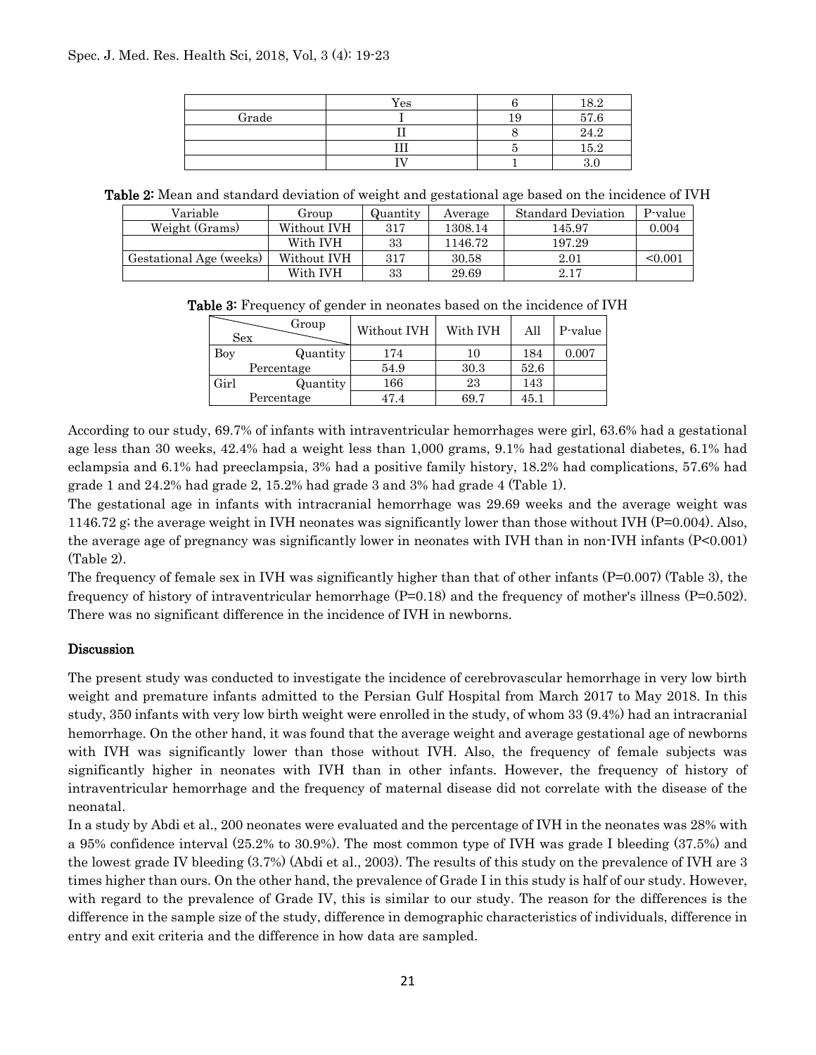| | Yes | 6 | 18.2 |
|---|---|---|---|
| Grade | I | 19 | 57.6 |
| | II | 8 | 24.2 |
| | III | 5 | 15.2 |
| | IV | 1 | 3.0 |

**Table 2:** Mean and standard deviation of weight and gestational age based on the incidence of IVH

| Variable | Group | Quantity | Average | Standard Deviation | P-value |
|---|---|---|---|---|---|
| Weight (Grams) | Without IVH | 317 | 1308.14 | 145.97 | 0.004 |
| | With IVH | 33 | 1146.72 | 197.29 | |
| Gestational Age (weeks) | Without IVH | 317 | 30.58 | 2.01 | <0.001 |
| | With IVH | 33 | 29.69 | 2.17 | |

**Table 3:** Frequency of gender in neonates based on the incidence of IVH

| Sex \ Group | | Without IVH | With IVH | All | P-value |
|---|---|---|---|---|---|
| Boy | Quantity | 174 | 10 | 184 | 0.007 |
| Percentage | | 54.9 | 30.3 | 52.6 | |
| Girl | Quantity | 166 | 23 | 143 | |
| Percentage | | 47.4 | 69.7 | 45.1 | |

According to our study, 69.7% of infants with intraventricular hemorrhages were girl, 63.6% had a gestational age less than 30 weeks, 42.4% had a weight less than 1,000 grams, 9.1% had gestational diabetes, 6.1% had eclampsia and 6.1% had preeclampsia, 3% had a positive family history, 18.2% had complications, 57.6% had grade 1 and 24.2% had grade 2, 15.2% had grade 3 and 3% had grade 4 (Table 1).

The gestational age in infants with intracranial hemorrhage was 29.69 weeks and the average weight was 1146.72 g; the average weight in IVH neonates was significantly lower than those without IVH (P=0.004). Also, the average age of pregnancy was significantly lower in neonates with IVH than in non-IVH infants (P<0.001) (Table 2).

The frequency of female sex in IVH was significantly higher than that of other infants (P=0.007) (Table 3), the frequency of history of intraventricular hemorrhage (P=0.18) and the frequency of mother's illness (P=0.502). There was no significant difference in the incidence of IVH in newborns.

## Discussion

The present study was conducted to investigate the incidence of cerebrovascular hemorrhage in very low birth weight and premature infants admitted to the Persian Gulf Hospital from March 2017 to May 2018. In this study, 350 infants with very low birth weight were enrolled in the study, of whom 33 (9.4%) had an intracranial hemorrhage. On the other hand, it was found that the average weight and average gestational age of newborns with IVH was significantly lower than those without IVH. Also, the frequency of female subjects was significantly higher in neonates with IVH than in other infants. However, the frequency of history of intraventricular hemorrhage and the frequency of maternal disease did not correlate with the disease of the neonatal.

In a study by Abdi et al., 200 neonates were evaluated and the percentage of IVH in the neonates was 28% with a 95% confidence interval (25.2% to 30.9%). The most common type of IVH was grade I bleeding (37.5%) and the lowest grade IV bleeding (3.7%) (Abdi et al., 2003). The results of this study on the prevalence of IVH are 3 times higher than ours. On the other hand, the prevalence of Grade I in this study is half of our study. However, with regard to the prevalence of Grade IV, this is similar to our study. The reason for the differences is the difference in the sample size of the study, difference in demographic characteristics of individuals, difference in entry and exit criteria and the difference in how data are sampled.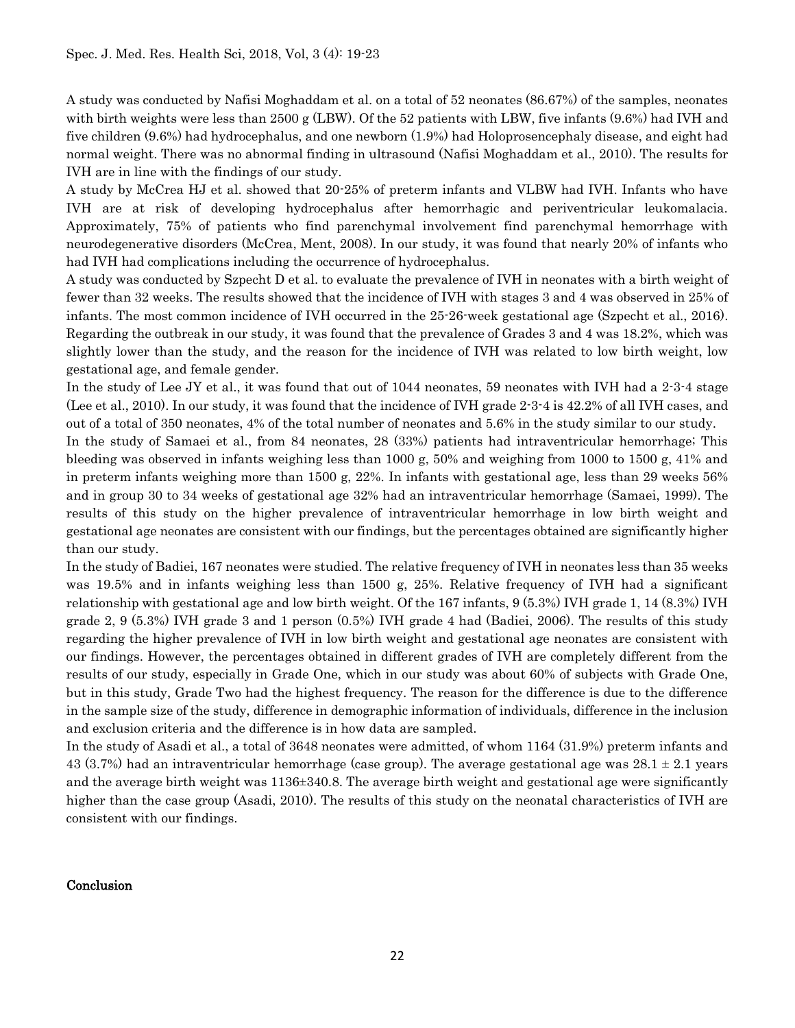A study was conducted by Nafisi Moghaddam et al. on a total of 52 neonates (86.67%) of the samples, neonates with birth weights were less than 2500 g (LBW). Of the 52 patients with LBW, five infants (9.6%) had IVH and five children (9.6%) had hydrocephalus, and one newborn (1.9%) had Holoprosencephaly disease, and eight had normal weight. There was no abnormal finding in ultrasound (Nafisi Moghaddam et al., 2010). The results for IVH are in line with the findings of our study.

A study by McCrea HJ et al. showed that 20-25% of preterm infants and VLBW had IVH. Infants who have IVH are at risk of developing hydrocephalus after hemorrhagic and periventricular leukomalacia. Approximately, 75% of patients who find parenchymal involvement find parenchymal hemorrhage with neurodegenerative disorders (McCrea, Ment, 2008). In our study, it was found that nearly 20% of infants who had IVH had complications including the occurrence of hydrocephalus.

A study was conducted by Szpecht D et al. to evaluate the prevalence of IVH in neonates with a birth weight of fewer than 32 weeks. The results showed that the incidence of IVH with stages 3 and 4 was observed in 25% of infants. The most common incidence of IVH occurred in the 25-26-week gestational age (Szpecht et al., 2016). Regarding the outbreak in our study, it was found that the prevalence of Grades 3 and 4 was 18.2%, which was slightly lower than the study, and the reason for the incidence of IVH was related to low birth weight, low gestational age, and female gender.

In the study of Lee JY et al., it was found that out of 1044 neonates, 59 neonates with IVH had a 2-3-4 stage (Lee et al., 2010). In our study, it was found that the incidence of IVH grade 2-3-4 is 42.2% of all IVH cases, and out of a total of 350 neonates, 4% of the total number of neonates and 5.6% in the study similar to our study.

In the study of Samaei et al., from 84 neonates, 28 (33%) patients had intraventricular hemorrhage; This bleeding was observed in infants weighing less than 1000 g, 50% and weighing from 1000 to 1500 g, 41% and in preterm infants weighing more than 1500 g, 22%. In infants with gestational age, less than 29 weeks 56% and in group 30 to 34 weeks of gestational age 32% had an intraventricular hemorrhage (Samaei, 1999). The results of this study on the higher prevalence of intraventricular hemorrhage in low birth weight and gestational age neonates are consistent with our findings, but the percentages obtained are significantly higher than our study.

In the study of Badiei, 167 neonates were studied. The relative frequency of IVH in neonates less than 35 weeks was 19.5% and in infants weighing less than 1500 g, 25%. Relative frequency of IVH had a significant relationship with gestational age and low birth weight. Of the 167 infants, 9 (5.3%) IVH grade 1, 14 (8.3%) IVH grade 2, 9 (5.3%) IVH grade 3 and 1 person (0.5%) IVH grade 4 had (Badiei, 2006). The results of this study regarding the higher prevalence of IVH in low birth weight and gestational age neonates are consistent with our findings. However, the percentages obtained in different grades of IVH are completely different from the results of our study, especially in Grade One, which in our study was about 60% of subjects with Grade One, but in this study, Grade Two had the highest frequency. The reason for the difference is due to the difference in the sample size of the study, difference in demographic information of individuals, difference in the inclusion and exclusion criteria and the difference is in how data are sampled.

In the study of Asadi et al., a total of 3648 neonates were admitted, of whom 1164 (31.9%) preterm infants and 43 (3.7%) had an intraventricular hemorrhage (case group). The average gestational age was $28.1 \pm 2.1$ years and the average birth weight was $1136 \pm 340.8$. The average birth weight and gestational age were significantly higher than the case group (Asadi, 2010). The results of this study on the neonatal characteristics of IVH are consistent with our findings.

## Conclusion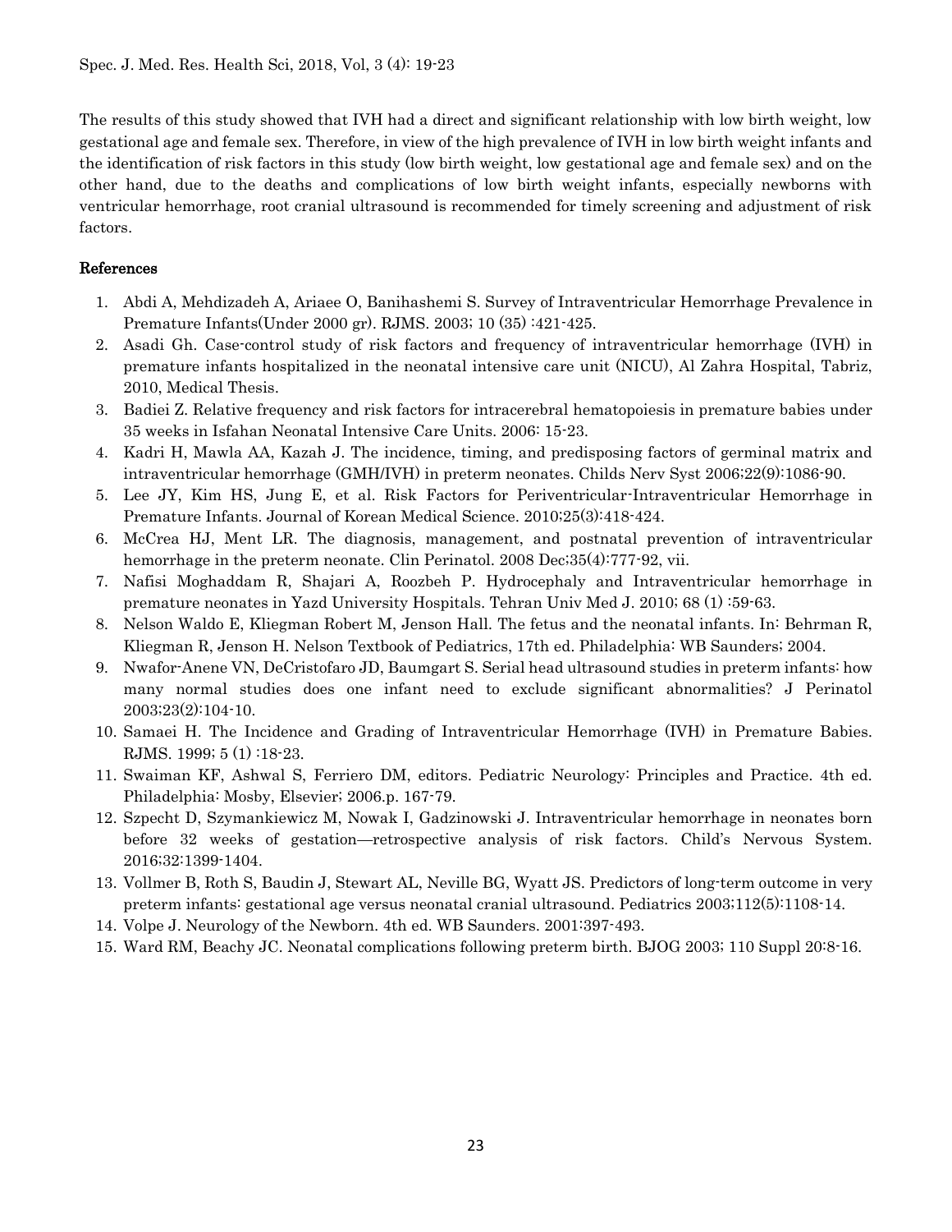The results of this study showed that IVH had a direct and significant relationship with low birth weight, low gestational age and female sex. Therefore, in view of the high prevalence of IVH in low birth weight infants and the identification of risk factors in this study (low birth weight, low gestational age and female sex) and on the other hand, due to the deaths and complications of low birth weight infants, especially newborns with ventricular hemorrhage, root cranial ultrasound is recommended for timely screening and adjustment of risk factors.

## References

1. Abdi A, Mehdizadeh A, Ariaee O, Banihashemi S. Survey of Intraventricular Hemorrhage Prevalence in Premature Infants(Under 2000 gr). RJMS. 2003; 10 (35) :421-425.
2. Asadi Gh. Case-control study of risk factors and frequency of intraventricular hemorrhage (IVH) in premature infants hospitalized in the neonatal intensive care unit (NICU), Al Zahra Hospital, Tabriz, 2010, Medical Thesis.
3. Badiei Z. Relative frequency and risk factors for intracerebral hematopoiesis in premature babies under 35 weeks in Isfahan Neonatal Intensive Care Units. 2006: 15-23.
4. Kadri H, Mawla AA, Kazah J. The incidence, timing, and predisposing factors of germinal matrix and intraventricular hemorrhage (GMH/IVH) in preterm neonates. Childs Nerv Syst 2006;22(9):1086-90.
5. Lee JY, Kim HS, Jung E, et al. Risk Factors for Periventricular-Intraventricular Hemorrhage in Premature Infants. Journal of Korean Medical Science. 2010;25(3):418-424.
6. McCrea HJ, Ment LR. The diagnosis, management, and postnatal prevention of intraventricular hemorrhage in the preterm neonate. Clin Perinatol. 2008 Dec;35(4):777-92, vii.
7. Nafisi Moghaddam R, Shajari A, Roozbeh P. Hydrocephaly and Intraventricular hemorrhage in premature neonates in Yazd University Hospitals. Tehran Univ Med J. 2010; 68 (1) :59-63.
8. Nelson Waldo E, Kliegman Robert M, Jenson Hall. The fetus and the neonatal infants. In: Behrman R, Kliegman R, Jenson H. Nelson Textbook of Pediatrics, 17th ed. Philadelphia: WB Saunders; 2004.
9. Nwafor-Anene VN, DeCristofaro JD, Baumgart S. Serial head ultrasound studies in preterm infants: how many normal studies does one infant need to exclude significant abnormalities? J Perinatol 2003;23(2):104-10.
10. Samaei H. The Incidence and Grading of Intraventricular Hemorrhage (IVH) in Premature Babies. RJMS. 1999; 5 (1) :18-23.
11. Swaiman KF, Ashwal S, Ferriero DM, editors. Pediatric Neurology: Principles and Practice. 4th ed. Philadelphia: Mosby, Elsevier; 2006.p. 167-79.
12. Szpecht D, Szymankiewicz M, Nowak I, Gadzinowski J. Intraventricular hemorrhage in neonates born before 32 weeks of gestation—retrospective analysis of risk factors. Child's Nervous System. 2016;32:1399-1404.
13. Vollmer B, Roth S, Baudin J, Stewart AL, Neville BG, Wyatt JS. Predictors of long-term outcome in very preterm infants: gestational age versus neonatal cranial ultrasound. Pediatrics 2003;112(5):1108-14.
14. Volpe J. Neurology of the Newborn. 4th ed. WB Saunders. 2001:397-493.
15. Ward RM, Beachy JC. Neonatal complications following preterm birth. BJOG 2003; 110 Suppl 20:8-16.